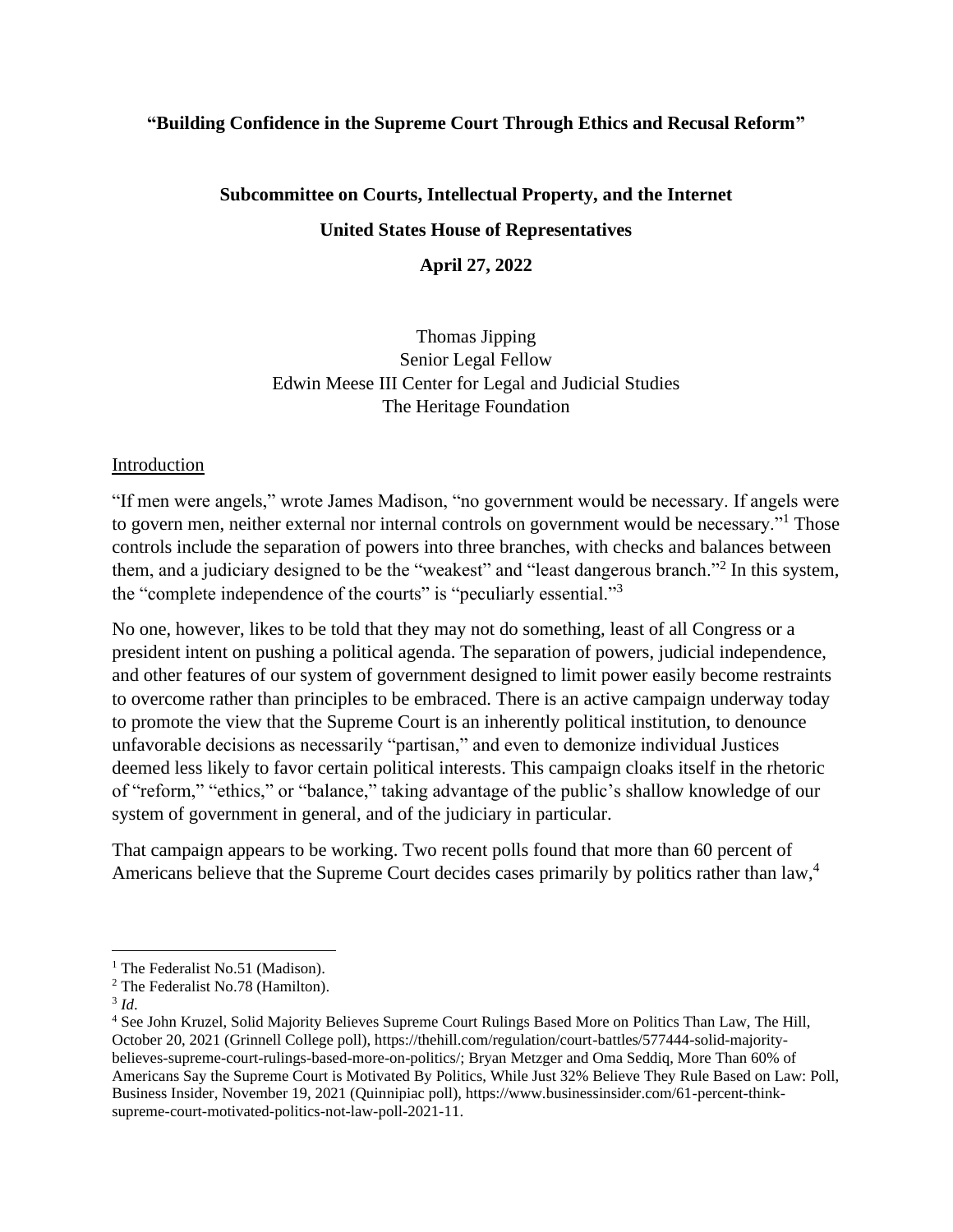**"Building Confidence in the Supreme Court Through Ethics and Recusal Reform"**

**Subcommittee on Courts, Intellectual Property, and the Internet**

**United States House of Representatives**

**April 27, 2022**

Thomas Jipping
Senior Legal Fellow
Edwin Meese III Center for Legal and Judicial Studies
The Heritage Foundation

## Introduction

"If men were angels," wrote James Madison, "no government would be necessary. If angels were to govern men, neither external nor internal controls on government would be necessary."[1] Those controls include the separation of powers into three branches, with checks and balances between them, and a judiciary designed to be the "weakest" and "least dangerous branch."[2] In this system, the "complete independence of the courts" is "peculiarly essential."[3]

No one, however, likes to be told that they may not do something, least of all Congress or a president intent on pushing a political agenda. The separation of powers, judicial independence, and other features of our system of government designed to limit power easily become restraints to overcome rather than principles to be embraced. There is an active campaign underway today to promote the view that the Supreme Court is an inherently political institution, to denounce unfavorable decisions as necessarily "partisan," and even to demonize individual Justices deemed less likely to favor certain political interests. This campaign cloaks itself in the rhetoric of "reform," "ethics," or "balance," taking advantage of the public's shallow knowledge of our system of government in general, and of the judiciary in particular.

That campaign appears to be working. Two recent polls found that more than 60 percent of Americans believe that the Supreme Court decides cases primarily by politics rather than law,[4]

---

[1] The Federalist No.51 (Madison).

[2] The Federalist No.78 (Hamilton).

[3] *Id*.

[4] See John Kruzel, Solid Majority Believes Supreme Court Rulings Based More on Politics Than Law, The Hill, October 20, 2021 (Grinnell College poll), https://thehill.com/regulation/court-battles/577444-solid-majority-believes-supreme-court-rulings-based-more-on-politics/; Bryan Metzger and Oma Seddiq, More Than 60% of Americans Say the Supreme Court is Motivated By Politics, While Just 32% Believe They Rule Based on Law: Poll, Business Insider, November 19, 2021 (Quinnipiac poll), https://www.businessinsider.com/61-percent-think-supreme-court-motivated-politics-not-law-poll-2021-11.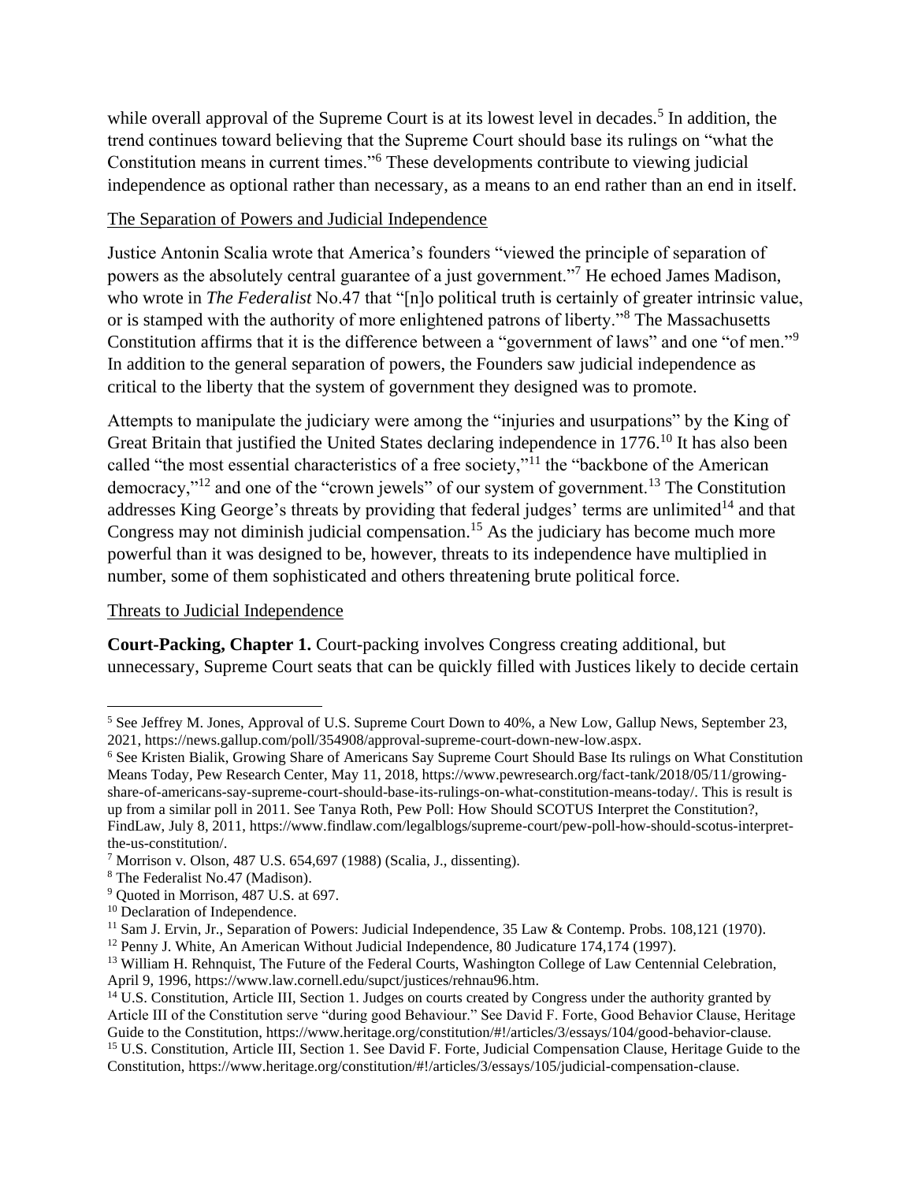while overall approval of the Supreme Court is at its lowest level in decades.[5] In addition, the trend continues toward believing that the Supreme Court should base its rulings on "what the Constitution means in current times."[6] These developments contribute to viewing judicial independence as optional rather than necessary, as a means to an end rather than an end in itself.

<u>The Separation of Powers and Judicial Independence</u>

Justice Antonin Scalia wrote that America's founders "viewed the principle of separation of powers as the absolutely central guarantee of a just government."[7] He echoed James Madison, who wrote in *The Federalist* No.47 that "[n]o political truth is certainly of greater intrinsic value, or is stamped with the authority of more enlightened patrons of liberty."[8] The Massachusetts Constitution affirms that it is the difference between a "government of laws" and one "of men."[9] In addition to the general separation of powers, the Founders saw judicial independence as critical to the liberty that the system of government they designed was to promote.

Attempts to manipulate the judiciary were among the "injuries and usurpations" by the King of Great Britain that justified the United States declaring independence in 1776.[10] It has also been called "the most essential characteristics of a free society,"[11] the "backbone of the American democracy,"[12] and one of the "crown jewels" of our system of government.[13] The Constitution addresses King George's threats by providing that federal judges' terms are unlimited[14] and that Congress may not diminish judicial compensation.[15] As the judiciary has become much more powerful than it was designed to be, however, threats to its independence have multiplied in number, some of them sophisticated and others threatening brute political force.

<u>Threats to Judicial Independence</u>

**Court-Packing, Chapter 1.** Court-packing involves Congress creating additional, but unnecessary, Supreme Court seats that can be quickly filled with Justices likely to decide certain

---

[5] See Jeffrey M. Jones, Approval of U.S. Supreme Court Down to 40%, a New Low, Gallup News, September 23, 2021, https://news.gallup.com/poll/354908/approval-supreme-court-down-new-low.aspx.

[6] See Kristen Bialik, Growing Share of Americans Say Supreme Court Should Base Its rulings on What Constitution Means Today, Pew Research Center, May 11, 2018, https://www.pewresearch.org/fact-tank/2018/05/11/growing-share-of-americans-say-supreme-court-should-base-its-rulings-on-what-constitution-means-today/. This is result is up from a similar poll in 2011. See Tanya Roth, Pew Poll: How Should SCOTUS Interpret the Constitution?, FindLaw, July 8, 2011, https://www.findlaw.com/legalblogs/supreme-court/pew-poll-how-should-scotus-interpret-the-us-constitution/.

[7] Morrison v. Olson, 487 U.S. 654,697 (1988) (Scalia, J., dissenting).

[8] The Federalist No.47 (Madison).

[9] Quoted in Morrison, 487 U.S. at 697.

[10] Declaration of Independence.

[11] Sam J. Ervin, Jr., Separation of Powers: Judicial Independence, 35 Law & Contemp. Probs. 108,121 (1970).

[12] Penny J. White, An American Without Judicial Independence, 80 Judicature 174,174 (1997).

[13] William H. Rehnquist, The Future of the Federal Courts, Washington College of Law Centennial Celebration, April 9, 1996, https://www.law.cornell.edu/supct/justices/rehnau96.htm.

[14] U.S. Constitution, Article III, Section 1. Judges on courts created by Congress under the authority granted by Article III of the Constitution serve "during good Behaviour." See David F. Forte, Good Behavior Clause, Heritage Guide to the Constitution, https://www.heritage.org/constitution/#!/articles/3/essays/104/good-behavior-clause.

[15] U.S. Constitution, Article III, Section 1. See David F. Forte, Judicial Compensation Clause, Heritage Guide to the Constitution, https://www.heritage.org/constitution/#!/articles/3/essays/105/judicial-compensation-clause.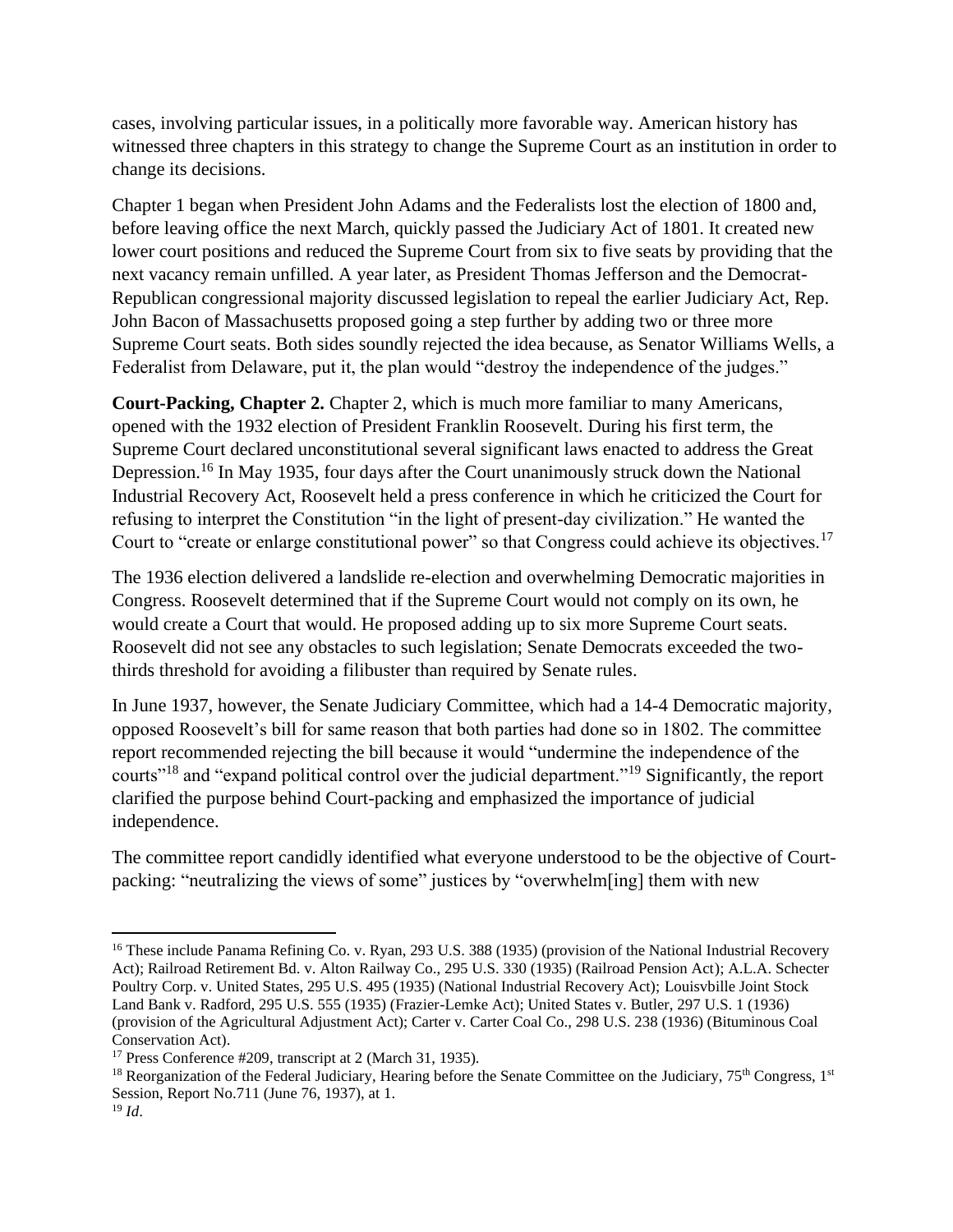cases, involving particular issues, in a politically more favorable way. American history has witnessed three chapters in this strategy to change the Supreme Court as an institution in order to change its decisions.

Chapter 1 began when President John Adams and the Federalists lost the election of 1800 and, before leaving office the next March, quickly passed the Judiciary Act of 1801. It created new lower court positions and reduced the Supreme Court from six to five seats by providing that the next vacancy remain unfilled. A year later, as President Thomas Jefferson and the Democrat-Republican congressional majority discussed legislation to repeal the earlier Judiciary Act, Rep. John Bacon of Massachusetts proposed going a step further by adding two or three more Supreme Court seats. Both sides soundly rejected the idea because, as Senator Williams Wells, a Federalist from Delaware, put it, the plan would "destroy the independence of the judges."

**Court-Packing, Chapter 2.** Chapter 2, which is much more familiar to many Americans, opened with the 1932 election of President Franklin Roosevelt. During his first term, the Supreme Court declared unconstitutional several significant laws enacted to address the Great Depression.[16] In May 1935, four days after the Court unanimously struck down the National Industrial Recovery Act, Roosevelt held a press conference in which he criticized the Court for refusing to interpret the Constitution "in the light of present-day civilization." He wanted the Court to "create or enlarge constitutional power" so that Congress could achieve its objectives.[17]

The 1936 election delivered a landslide re-election and overwhelming Democratic majorities in Congress. Roosevelt determined that if the Supreme Court would not comply on its own, he would create a Court that would. He proposed adding up to six more Supreme Court seats. Roosevelt did not see any obstacles to such legislation; Senate Democrats exceeded the two-thirds threshold for avoiding a filibuster than required by Senate rules.

In June 1937, however, the Senate Judiciary Committee, which had a 14-4 Democratic majority, opposed Roosevelt's bill for same reason that both parties had done so in 1802. The committee report recommended rejecting the bill because it would "undermine the independence of the courts"[18] and "expand political control over the judicial department."[19] Significantly, the report clarified the purpose behind Court-packing and emphasized the importance of judicial independence.

The committee report candidly identified what everyone understood to be the objective of Court-packing: "neutralizing the views of some" justices by "overwhelm[ing] them with new

---

[16] These include Panama Refining Co. v. Ryan, 293 U.S. 388 (1935) (provision of the National Industrial Recovery Act); Railroad Retirement Bd. v. Alton Railway Co., 295 U.S. 330 (1935) (Railroad Pension Act); A.L.A. Schecter Poultry Corp. v. United States, 295 U.S. 495 (1935) (National Industrial Recovery Act); Louisvbille Joint Stock Land Bank v. Radford, 295 U.S. 555 (1935) (Frazier-Lemke Act); United States v. Butler, 297 U.S. 1 (1936) (provision of the Agricultural Adjustment Act); Carter v. Carter Coal Co., 298 U.S. 238 (1936) (Bituminous Coal Conservation Act).

[17] Press Conference #209, transcript at 2 (March 31, 1935).

[18] Reorganization of the Federal Judiciary, Hearing before the Senate Committee on the Judiciary, 75th Congress, 1st Session, Report No.711 (June 76, 1937), at 1.

[19] *Id*.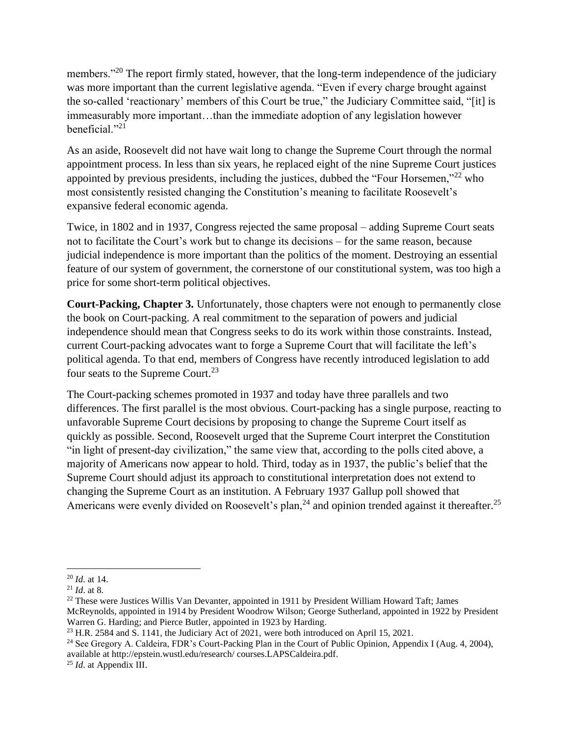members."[20] The report firmly stated, however, that the long-term independence of the judiciary was more important than the current legislative agenda. "Even if every charge brought against the so-called 'reactionary' members of this Court be true," the Judiciary Committee said, "[it] is immeasurably more important…than the immediate adoption of any legislation however beneficial."[21]

As an aside, Roosevelt did not have wait long to change the Supreme Court through the normal appointment process. In less than six years, he replaced eight of the nine Supreme Court justices appointed by previous presidents, including the justices, dubbed the "Four Horsemen,"[22] who most consistently resisted changing the Constitution's meaning to facilitate Roosevelt's expansive federal economic agenda.

Twice, in 1802 and in 1937, Congress rejected the same proposal – adding Supreme Court seats not to facilitate the Court's work but to change its decisions – for the same reason, because judicial independence is more important than the politics of the moment. Destroying an essential feature of our system of government, the cornerstone of our constitutional system, was too high a price for some short-term political objectives.

**Court-Packing, Chapter 3.** Unfortunately, those chapters were not enough to permanently close the book on Court-packing. A real commitment to the separation of powers and judicial independence should mean that Congress seeks to do its work within those constraints. Instead, current Court-packing advocates want to forge a Supreme Court that will facilitate the left's political agenda. To that end, members of Congress have recently introduced legislation to add four seats to the Supreme Court.[23]

The Court-packing schemes promoted in 1937 and today have three parallels and two differences. The first parallel is the most obvious. Court-packing has a single purpose, reacting to unfavorable Supreme Court decisions by proposing to change the Supreme Court itself as quickly as possible. Second, Roosevelt urged that the Supreme Court interpret the Constitution "in light of present-day civilization," the same view that, according to the polls cited above, a majority of Americans now appear to hold. Third, today as in 1937, the public's belief that the Supreme Court should adjust its approach to constitutional interpretation does not extend to changing the Supreme Court as an institution. A February 1937 Gallup poll showed that Americans were evenly divided on Roosevelt's plan,[24] and opinion trended against it thereafter.[25]

---

[20] *Id*. at 14.

[21] *Id*. at 8.

[22] These were Justices Willis Van Devanter, appointed in 1911 by President William Howard Taft; James McReynolds, appointed in 1914 by President Woodrow Wilson; George Sutherland, appointed in 1922 by President Warren G. Harding; and Pierce Butler, appointed in 1923 by Harding.

[23] H.R. 2584 and S. 1141, the Judiciary Act of 2021, were both introduced on April 15, 2021.

[24] See Gregory A. Caldeira, FDR's Court-Packing Plan in the Court of Public Opinion, Appendix I (Aug. 4, 2004), available at http://epstein.wustl.edu/research/ courses.LAPSCaldeira.pdf.

[25] *Id*. at Appendix III.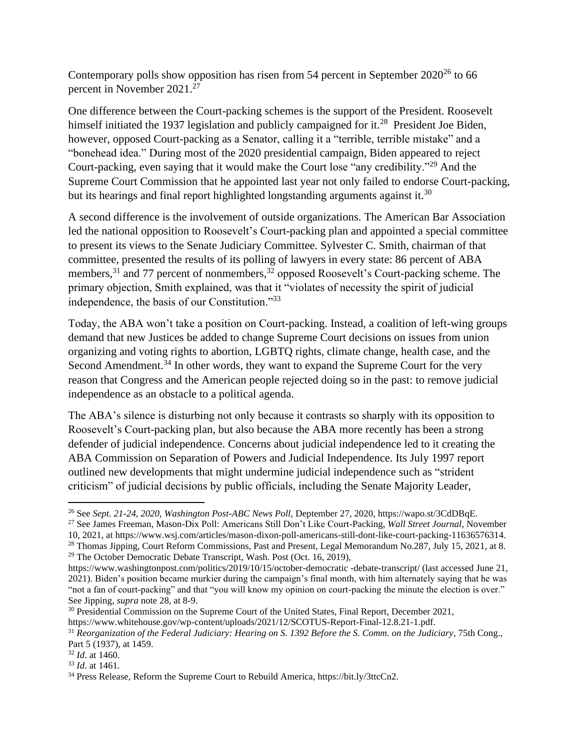Contemporary polls show opposition has risen from 54 percent in September 2020[26] to 66 percent in November 2021.[27]

One difference between the Court-packing schemes is the support of the President. Roosevelt himself initiated the 1937 legislation and publicly campaigned for it.[28] President Joe Biden, however, opposed Court-packing as a Senator, calling it a "terrible, terrible mistake" and a "bonehead idea." During most of the 2020 presidential campaign, Biden appeared to reject Court-packing, even saying that it would make the Court lose "any credibility."[29] And the Supreme Court Commission that he appointed last year not only failed to endorse Court-packing, but its hearings and final report highlighted longstanding arguments against it.[30]

A second difference is the involvement of outside organizations. The American Bar Association led the national opposition to Roosevelt's Court-packing plan and appointed a special committee to present its views to the Senate Judiciary Committee. Sylvester C. Smith, chairman of that committee, presented the results of its polling of lawyers in every state: 86 percent of ABA members,[31] and 77 percent of nonmembers,[32] opposed Roosevelt's Court-packing scheme. The primary objection, Smith explained, was that it "violates of necessity the spirit of judicial independence, the basis of our Constitution."[33]

Today, the ABA won't take a position on Court-packing. Instead, a coalition of left-wing groups demand that new Justices be added to change Supreme Court decisions on issues from union organizing and voting rights to abortion, LGBTQ rights, climate change, health case, and the Second Amendment.[34] In other words, they want to expand the Supreme Court for the very reason that Congress and the American people rejected doing so in the past: to remove judicial independence as an obstacle to a political agenda.

The ABA's silence is disturbing not only because it contrasts so sharply with its opposition to Roosevelt's Court-packing plan, but also because the ABA more recently has been a strong defender of judicial independence. Concerns about judicial independence led to it creating the ABA Commission on Separation of Powers and Judicial Independence. Its July 1997 report outlined new developments that might undermine judicial independence such as "strident criticism" of judicial decisions by public officials, including the Senate Majority Leader,

---

[26] See *Sept. 21-24, 2020, Washington Post-ABC News Poll*, Deptember 27, 2020, https://wapo.st/3CdDBqE.

[27] See James Freeman, Mason-Dix Poll: Americans Still Don't Like Court-Packing, *Wall Street Journal*, November 10, 2021, at https://www.wsj.com/articles/mason-dixon-poll-americans-still-dont-like-court-packing-11636576314.

[28] Thomas Jipping, Court Reform Commissions, Past and Present, Legal Memorandum No.287, July 15, 2021, at 8.

[29] The October Democratic Debate Transcript, Wash. Post (Oct. 16, 2019), https://www.washingtonpost.com/politics/2019/10/15/october-democratic -debate-transcript/ (last accessed June 21, 2021). Biden's position became murkier during the campaign's final month, with him alternately saying that he was "not a fan of court-packing" and that "you will know my opinion on court-packing the minute the election is over." See Jipping, *supra* note 28, at 8-9.

[30] Presidential Commission on the Supreme Court of the United States, Final Report, December 2021, https://www.whitehouse.gov/wp-content/uploads/2021/12/SCOTUS-Report-Final-12.8.21-1.pdf.

[31] *Reorganization of the Federal Judiciary: Hearing on S. 1392 Before the S. Comm. on the Judiciary*, 75th Cong., Part 5 (1937), at 1459.

[32] *Id*. at 1460.

[33] *Id*. at 1461.

[34] Press Release, Reform the Supreme Court to Rebuild America, https://bit.ly/3ttcCn2.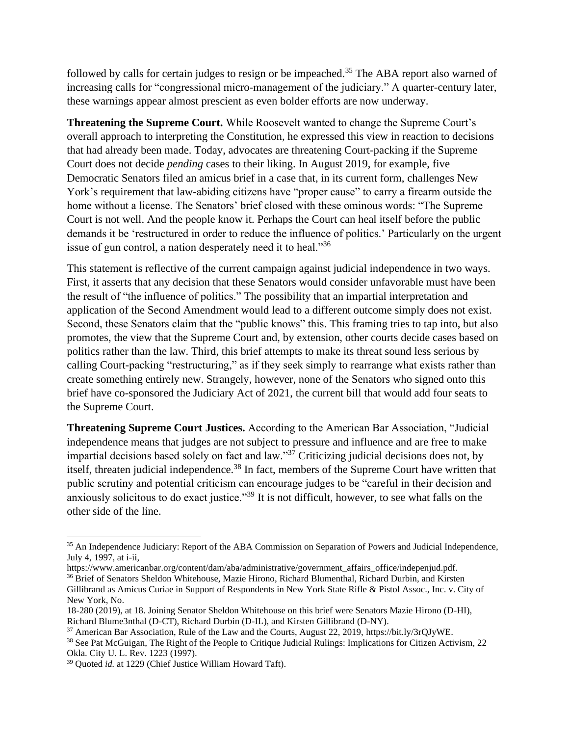followed by calls for certain judges to resign or be impeached.[35] The ABA report also warned of increasing calls for "congressional micro-management of the judiciary." A quarter-century later, these warnings appear almost prescient as even bolder efforts are now underway.

**Threatening the Supreme Court.** While Roosevelt wanted to change the Supreme Court's overall approach to interpreting the Constitution, he expressed this view in reaction to decisions that had already been made. Today, advocates are threatening Court-packing if the Supreme Court does not decide *pending* cases to their liking. In August 2019, for example, five Democratic Senators filed an amicus brief in a case that, in its current form, challenges New York's requirement that law-abiding citizens have "proper cause" to carry a firearm outside the home without a license. The Senators' brief closed with these ominous words: "The Supreme Court is not well. And the people know it. Perhaps the Court can heal itself before the public demands it be 'restructured in order to reduce the influence of politics.' Particularly on the urgent issue of gun control, a nation desperately need it to heal."[36]

This statement is reflective of the current campaign against judicial independence in two ways. First, it asserts that any decision that these Senators would consider unfavorable must have been the result of "the influence of politics." The possibility that an impartial interpretation and application of the Second Amendment would lead to a different outcome simply does not exist. Second, these Senators claim that the "public knows" this. This framing tries to tap into, but also promotes, the view that the Supreme Court and, by extension, other courts decide cases based on politics rather than the law. Third, this brief attempts to make its threat sound less serious by calling Court-packing "restructuring," as if they seek simply to rearrange what exists rather than create something entirely new. Strangely, however, none of the Senators who signed onto this brief have co-sponsored the Judiciary Act of 2021, the current bill that would add four seats to the Supreme Court.

**Threatening Supreme Court Justices.** According to the American Bar Association, "Judicial independence means that judges are not subject to pressure and influence and are free to make impartial decisions based solely on fact and law."[37] Criticizing judicial decisions does not, by itself, threaten judicial independence.[38] In fact, members of the Supreme Court have written that public scrutiny and potential criticism can encourage judges to be "careful in their decision and anxiously solicitous to do exact justice."[39] It is not difficult, however, to see what falls on the other side of the line.

---

[35] An Independence Judiciary: Report of the ABA Commission on Separation of Powers and Judicial Independence, July 4, 1997, at i-ii, https://www.americanbar.org/content/dam/aba/administrative/government_affairs_office/indepenjud.pdf.

[36] Brief of Senators Sheldon Whitehouse, Mazie Hirono, Richard Blumenthal, Richard Durbin, and Kirsten Gillibrand as Amicus Curiae in Support of Respondents in New York State Rifle & Pistol Assoc., Inc. v. City of New York, No. 18-280 (2019), at 18. Joining Senator Sheldon Whitehouse on this brief were Senators Mazie Hirono (D-HI), Richard Blume3nthal (D-CT), Richard Durbin (D-IL), and Kirsten Gillibrand (D-NY).

[37] American Bar Association, Rule of the Law and the Courts, August 22, 2019, https://bit.ly/3rQJyWE.

[38] See Pat McGuigan, The Right of the People to Critique Judicial Rulings: Implications for Citizen Activism, 22 Okla. City U. L. Rev. 1223 (1997).

[39] Quoted *id.* at 1229 (Chief Justice William Howard Taft).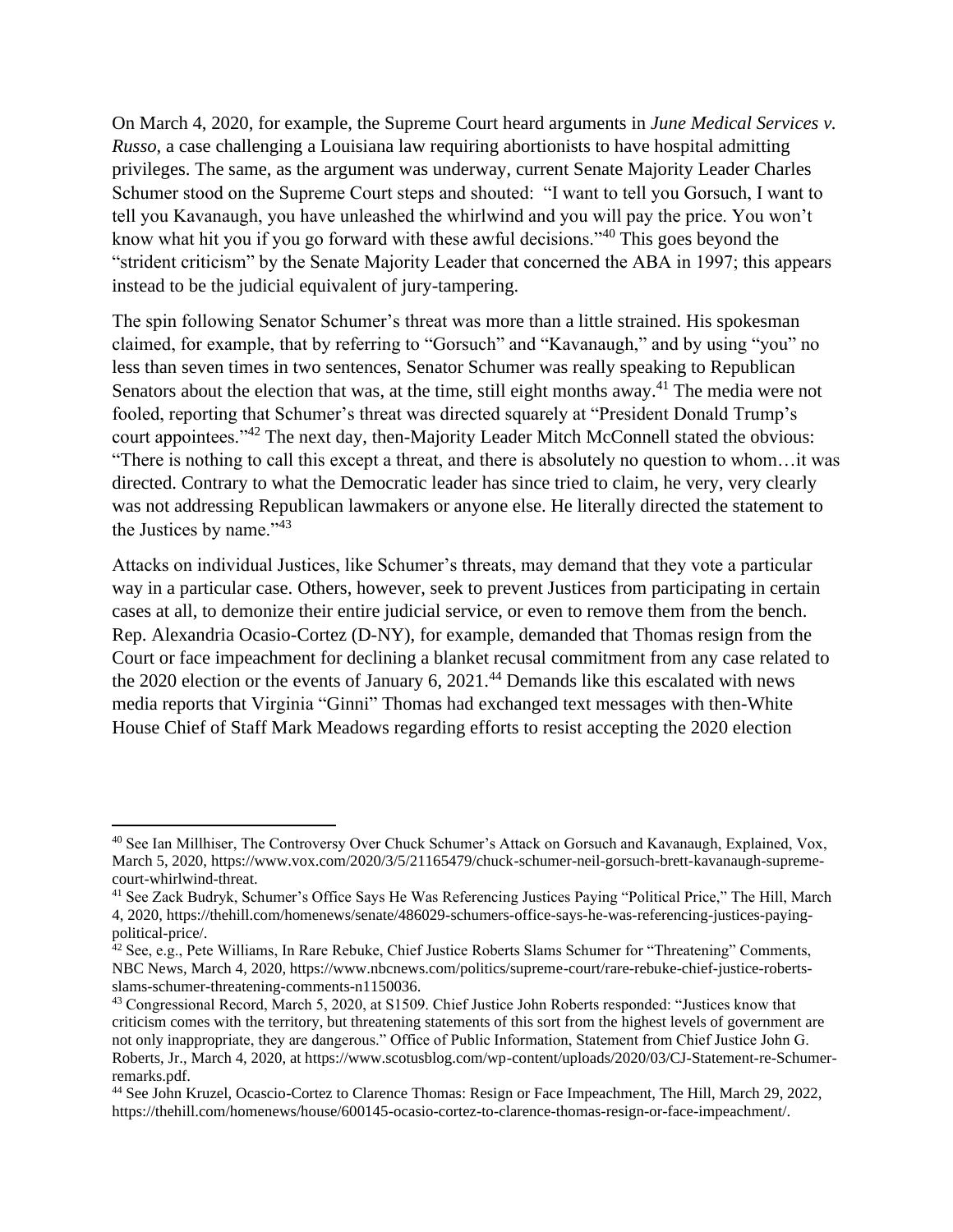On March 4, 2020, for example, the Supreme Court heard arguments in *June Medical Services v. Russo*, a case challenging a Louisiana law requiring abortionists to have hospital admitting privileges. The same, as the argument was underway, current Senate Majority Leader Charles Schumer stood on the Supreme Court steps and shouted: "I want to tell you Gorsuch, I want to tell you Kavanaugh, you have unleashed the whirlwind and you will pay the price. You won't know what hit you if you go forward with these awful decisions."[40] This goes beyond the "strident criticism" by the Senate Majority Leader that concerned the ABA in 1997; this appears instead to be the judicial equivalent of jury-tampering.

The spin following Senator Schumer's threat was more than a little strained. His spokesman claimed, for example, that by referring to "Gorsuch" and "Kavanaugh," and by using "you" no less than seven times in two sentences, Senator Schumer was really speaking to Republican Senators about the election that was, at the time, still eight months away.[41] The media were not fooled, reporting that Schumer's threat was directed squarely at "President Donald Trump's court appointees."[42] The next day, then-Majority Leader Mitch McConnell stated the obvious: "There is nothing to call this except a threat, and there is absolutely no question to whom…it was directed. Contrary to what the Democratic leader has since tried to claim, he very, very clearly was not addressing Republican lawmakers or anyone else. He literally directed the statement to the Justices by name."[43]

Attacks on individual Justices, like Schumer's threats, may demand that they vote a particular way in a particular case. Others, however, seek to prevent Justices from participating in certain cases at all, to demonize their entire judicial service, or even to remove them from the bench. Rep. Alexandria Ocasio-Cortez (D-NY), for example, demanded that Thomas resign from the Court or face impeachment for declining a blanket recusal commitment from any case related to the 2020 election or the events of January 6, 2021.[44] Demands like this escalated with news media reports that Virginia "Ginni" Thomas had exchanged text messages with then-White House Chief of Staff Mark Meadows regarding efforts to resist accepting the 2020 election

---

[40] See Ian Millhiser, The Controversy Over Chuck Schumer's Attack on Gorsuch and Kavanaugh, Explained, Vox, March 5, 2020, https://www.vox.com/2020/3/5/21165479/chuck-schumer-neil-gorsuch-brett-kavanaugh-supreme-court-whirlwind-threat.

[41] See Zack Budryk, Schumer's Office Says He Was Referencing Justices Paying "Political Price," The Hill, March 4, 2020, https://thehill.com/homenews/senate/486029-schumers-office-says-he-was-referencing-justices-paying-political-price/.

[42] See, e.g., Pete Williams, In Rare Rebuke, Chief Justice Roberts Slams Schumer for "Threatening" Comments, NBC News, March 4, 2020, https://www.nbcnews.com/politics/supreme-court/rare-rebuke-chief-justice-roberts-slams-schumer-threatening-comments-n1150036.

[43] Congressional Record, March 5, 2020, at S1509. Chief Justice John Roberts responded: "Justices know that criticism comes with the territory, but threatening statements of this sort from the highest levels of government are not only inappropriate, they are dangerous." Office of Public Information, Statement from Chief Justice John G. Roberts, Jr., March 4, 2020, at https://www.scotusblog.com/wp-content/uploads/2020/03/CJ-Statement-re-Schumer-remarks.pdf.

[44] See John Kruzel, Ocascio-Cortez to Clarence Thomas: Resign or Face Impeachment, The Hill, March 29, 2022, https://thehill.com/homenews/house/600145-ocasio-cortez-to-clarence-thomas-resign-or-face-impeachment/.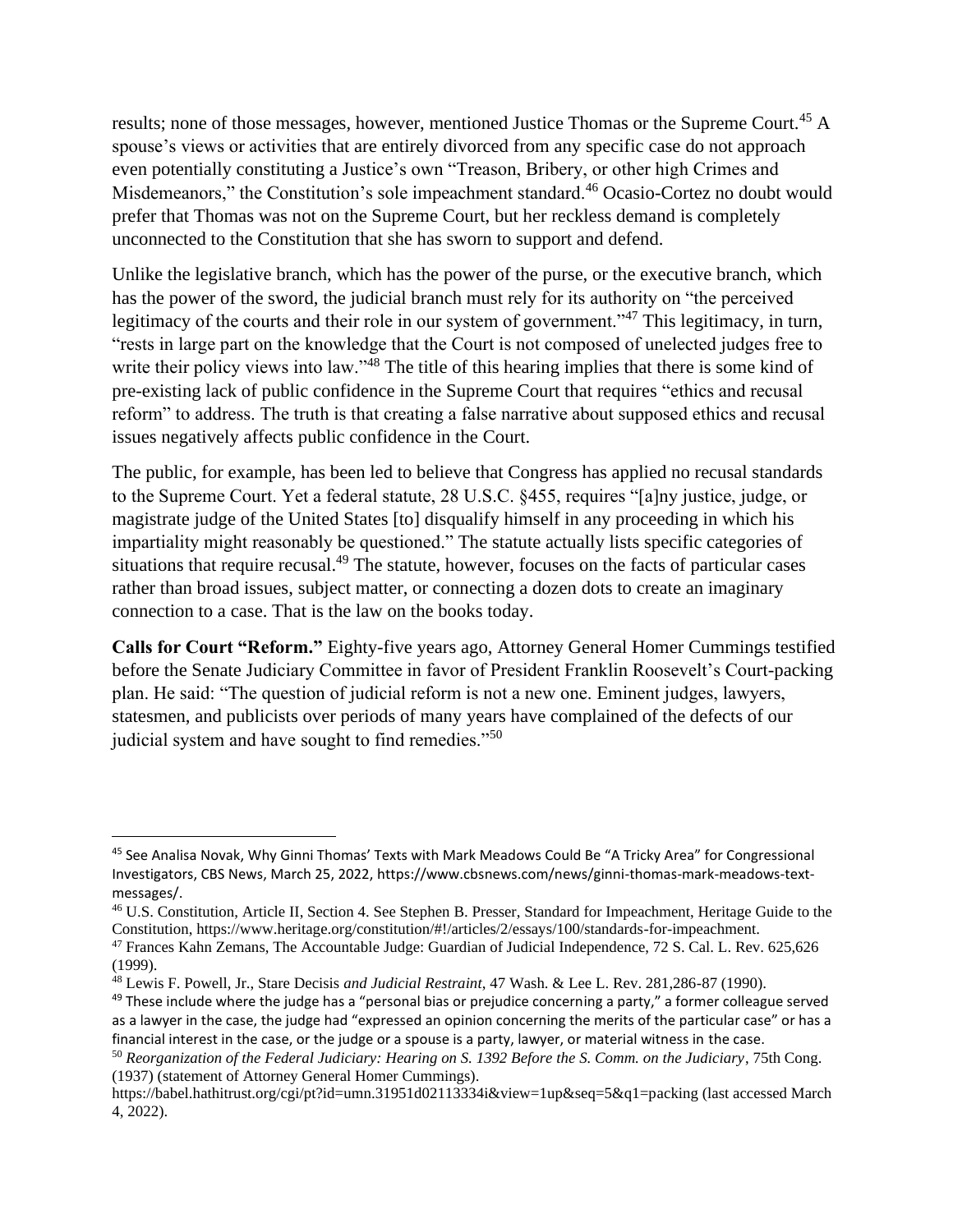results; none of those messages, however, mentioned Justice Thomas or the Supreme Court.[45] A spouse's views or activities that are entirely divorced from any specific case do not approach even potentially constituting a Justice's own "Treason, Bribery, or other high Crimes and Misdemeanors," the Constitution's sole impeachment standard.[46] Ocasio-Cortez no doubt would prefer that Thomas was not on the Supreme Court, but her reckless demand is completely unconnected to the Constitution that she has sworn to support and defend.

Unlike the legislative branch, which has the power of the purse, or the executive branch, which has the power of the sword, the judicial branch must rely for its authority on "the perceived legitimacy of the courts and their role in our system of government."[47] This legitimacy, in turn, "rests in large part on the knowledge that the Court is not composed of unelected judges free to write their policy views into law."[48] The title of this hearing implies that there is some kind of pre-existing lack of public confidence in the Supreme Court that requires "ethics and recusal reform" to address. The truth is that creating a false narrative about supposed ethics and recusal issues negatively affects public confidence in the Court.

The public, for example, has been led to believe that Congress has applied no recusal standards to the Supreme Court. Yet a federal statute, 28 U.S.C. §455, requires "[a]ny justice, judge, or magistrate judge of the United States [to] disqualify himself in any proceeding in which his impartiality might reasonably be questioned." The statute actually lists specific categories of situations that require recusal.[49] The statute, however, focuses on the facts of particular cases rather than broad issues, subject matter, or connecting a dozen dots to create an imaginary connection to a case. That is the law on the books today.

**Calls for Court "Reform."** Eighty-five years ago, Attorney General Homer Cummings testified before the Senate Judiciary Committee in favor of President Franklin Roosevelt's Court-packing plan. He said: "The question of judicial reform is not a new one. Eminent judges, lawyers, statesmen, and publicists over periods of many years have complained of the defects of our judicial system and have sought to find remedies."[50]

---

[45] See Analisa Novak, Why Ginni Thomas' Texts with Mark Meadows Could Be "A Tricky Area" for Congressional Investigators, CBS News, March 25, 2022, https://www.cbsnews.com/news/ginni-thomas-mark-meadows-text-messages/.

[46] U.S. Constitution, Article II, Section 4. See Stephen B. Presser, Standard for Impeachment, Heritage Guide to the Constitution, https://www.heritage.org/constitution/#!/articles/2/essays/100/standards-for-impeachment.

[47] Frances Kahn Zemans, The Accountable Judge: Guardian of Judicial Independence, 72 S. Cal. L. Rev. 625,626 (1999).

[48] Lewis F. Powell, Jr., Stare Decisis *and Judicial Restraint*, 47 Wash. & Lee L. Rev. 281,286-87 (1990).

[49] These include where the judge has a "personal bias or prejudice concerning a party," a former colleague served as a lawyer in the case, the judge had "expressed an opinion concerning the merits of the particular case" or has a financial interest in the case, or the judge or a spouse is a party, lawyer, or material witness in the case.

[50] *Reorganization of the Federal Judiciary: Hearing on S. 1392 Before the S. Comm. on the Judiciary*, 75th Cong. (1937) (statement of Attorney General Homer Cummings). https://babel.hathitrust.org/cgi/pt?id=umn.31951d02113334i&view=1up&seq=5&q1=packing (last accessed March 4, 2022).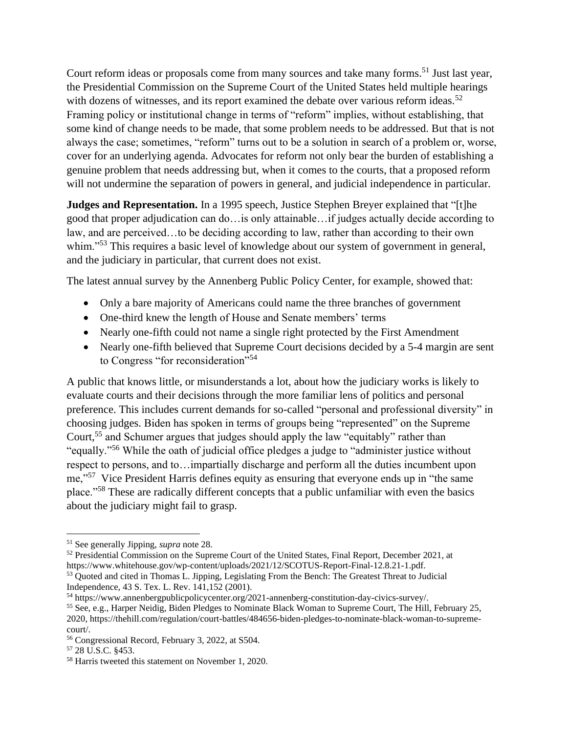Court reform ideas or proposals come from many sources and take many forms.[51] Just last year, the Presidential Commission on the Supreme Court of the United States held multiple hearings with dozens of witnesses, and its report examined the debate over various reform ideas.[52] Framing policy or institutional change in terms of "reform" implies, without establishing, that some kind of change needs to be made, that some problem needs to be addressed. But that is not always the case; sometimes, "reform" turns out to be a solution in search of a problem or, worse, cover for an underlying agenda. Advocates for reform not only bear the burden of establishing a genuine problem that needs addressing but, when it comes to the courts, that a proposed reform will not undermine the separation of powers in general, and judicial independence in particular.

**Judges and Representation.** In a 1995 speech, Justice Stephen Breyer explained that "[t]he good that proper adjudication can do…is only attainable…if judges actually decide according to law, and are perceived…to be deciding according to law, rather than according to their own whim."[53] This requires a basic level of knowledge about our system of government in general, and the judiciary in particular, that current does not exist.

The latest annual survey by the Annenberg Public Policy Center, for example, showed that:

- Only a bare majority of Americans could name the three branches of government
- One-third knew the length of House and Senate members' terms
- Nearly one-fifth could not name a single right protected by the First Amendment
- Nearly one-fifth believed that Supreme Court decisions decided by a 5-4 margin are sent to Congress "for reconsideration"[54]

A public that knows little, or misunderstands a lot, about how the judiciary works is likely to evaluate courts and their decisions through the more familiar lens of politics and personal preference. This includes current demands for so-called "personal and professional diversity" in choosing judges. Biden has spoken in terms of groups being "represented" on the Supreme Court,[55] and Schumer argues that judges should apply the law "equitably" rather than "equally."[56] While the oath of judicial office pledges a judge to "administer justice without respect to persons, and to…impartially discharge and perform all the duties incumbent upon me,"[57] Vice President Harris defines equity as ensuring that everyone ends up in "the same place."[58] These are radically different concepts that a public unfamiliar with even the basics about the judiciary might fail to grasp.

---

[51] See generally Jipping, *supra* note 28.

[52] Presidential Commission on the Supreme Court of the United States, Final Report, December 2021, at https://www.whitehouse.gov/wp-content/uploads/2021/12/SCOTUS-Report-Final-12.8.21-1.pdf.

[53] Quoted and cited in Thomas L. Jipping, Legislating From the Bench: The Greatest Threat to Judicial Independence, 43 S. Tex. L. Rev. 141,152 (2001).

[54] https://www.annenbergpublicpolicycenter.org/2021-annenberg-constitution-day-civics-survey/.

[55] See, e.g., Harper Neidig, Biden Pledges to Nominate Black Woman to Supreme Court, The Hill, February 25, 2020, https://thehill.com/regulation/court-battles/484656-biden-pledges-to-nominate-black-woman-to-supreme-court/.

[56] Congressional Record, February 3, 2022, at S504.

[57] 28 U.S.C. §453.

[58] Harris tweeted this statement on November 1, 2020.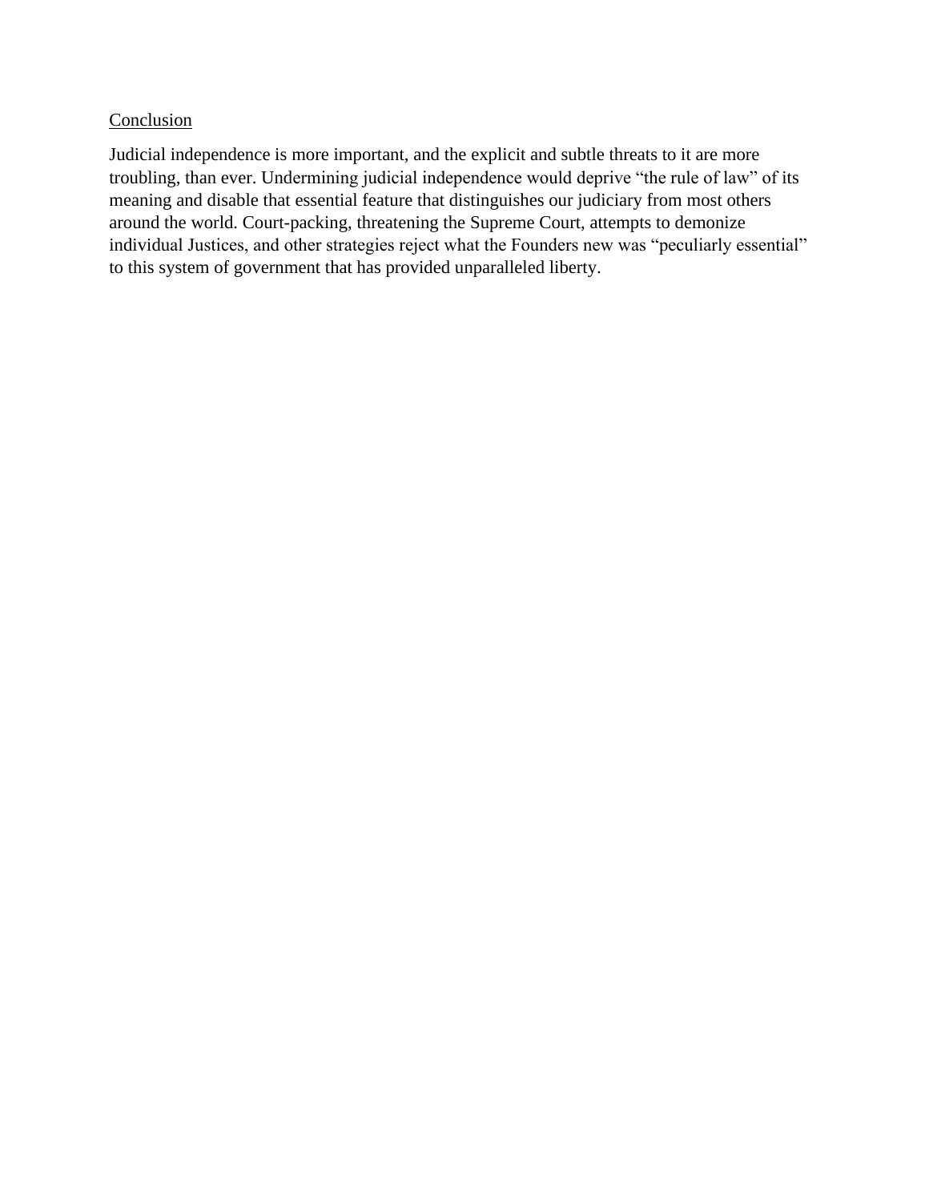<u>Conclusion</u>

Judicial independence is more important, and the explicit and subtle threats to it are more troubling, than ever. Undermining judicial independence would deprive "the rule of law" of its meaning and disable that essential feature that distinguishes our judiciary from most others around the world. Court-packing, threatening the Supreme Court, attempts to demonize individual Justices, and other strategies reject what the Founders new was "peculiarly essential" to this system of government that has provided unparalleled liberty.